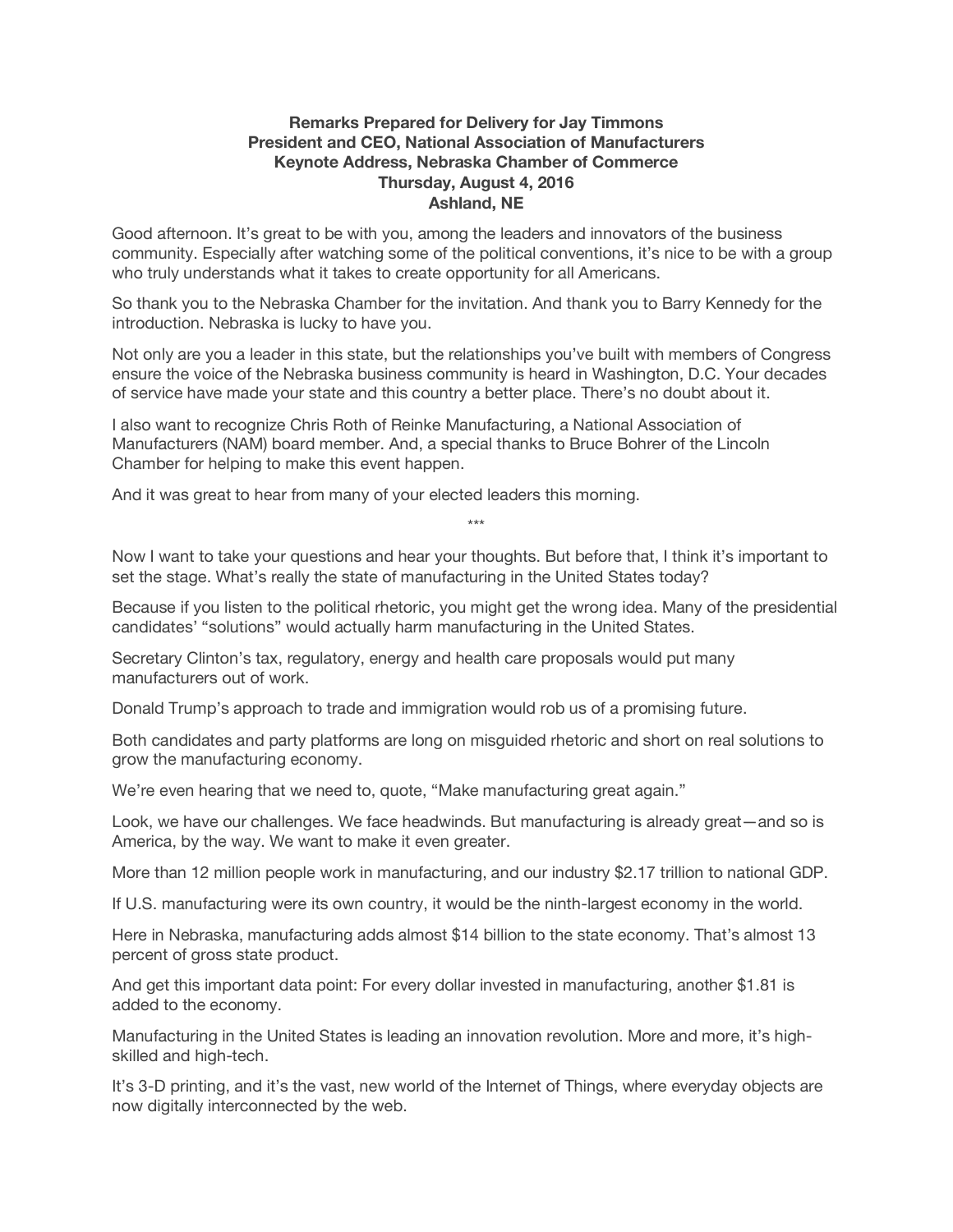**Remarks Prepared for Delivery for Jay Timmons**
**President and CEO, National Association of Manufacturers**
**Keynote Address, Nebraska Chamber of Commerce**
**Thursday, August 4, 2016**
**Ashland, NE**

Good afternoon. It's great to be with you, among the leaders and innovators of the business community. Especially after watching some of the political conventions, it's nice to be with a group who truly understands what it takes to create opportunity for all Americans.

So thank you to the Nebraska Chamber for the invitation. And thank you to Barry Kennedy for the introduction. Nebraska is lucky to have you.

Not only are you a leader in this state, but the relationships you've built with members of Congress ensure the voice of the Nebraska business community is heard in Washington, D.C. Your decades of service have made your state and this country a better place. There's no doubt about it.

I also want to recognize Chris Roth of Reinke Manufacturing, a National Association of Manufacturers (NAM) board member. And, a special thanks to Bruce Bohrer of the Lincoln Chamber for helping to make this event happen.

And it was great to hear from many of your elected leaders this morning.

\*\*\*

Now I want to take your questions and hear your thoughts. But before that, I think it's important to set the stage. What's really the state of manufacturing in the United States today?

Because if you listen to the political rhetoric, you might get the wrong idea. Many of the presidential candidates' "solutions" would actually harm manufacturing in the United States.

Secretary Clinton's tax, regulatory, energy and health care proposals would put many manufacturers out of work.

Donald Trump's approach to trade and immigration would rob us of a promising future.

Both candidates and party platforms are long on misguided rhetoric and short on real solutions to grow the manufacturing economy.

We're even hearing that we need to, quote, "Make manufacturing great again."

Look, we have our challenges. We face headwinds. But manufacturing is already great—and so is America, by the way. We want to make it even greater.

More than 12 million people work in manufacturing, and our industry $2.17 trillion to national GDP.

If U.S. manufacturing were its own country, it would be the ninth-largest economy in the world.

Here in Nebraska, manufacturing adds almost $14 billion to the state economy. That's almost 13 percent of gross state product.

And get this important data point: For every dollar invested in manufacturing, another $1.81 is added to the economy.

Manufacturing in the United States is leading an innovation revolution. More and more, it's high-skilled and high-tech.

It's 3-D printing, and it's the vast, new world of the Internet of Things, where everyday objects are now digitally interconnected by the web.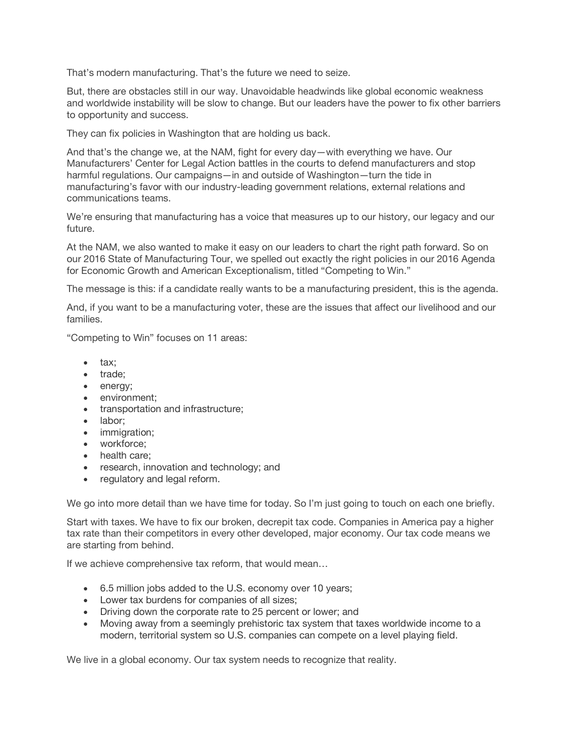That's modern manufacturing. That's the future we need to seize.

But, there are obstacles still in our way. Unavoidable headwinds like global economic weakness and worldwide instability will be slow to change. But our leaders have the power to fix other barriers to opportunity and success.

They can fix policies in Washington that are holding us back.

And that's the change we, at the NAM, fight for every day—with everything we have. Our Manufacturers' Center for Legal Action battles in the courts to defend manufacturers and stop harmful regulations. Our campaigns—in and outside of Washington—turn the tide in manufacturing's favor with our industry-leading government relations, external relations and communications teams.

We're ensuring that manufacturing has a voice that measures up to our history, our legacy and our future.

At the NAM, we also wanted to make it easy on our leaders to chart the right path forward. So on our 2016 State of Manufacturing Tour, we spelled out exactly the right policies in our 2016 Agenda for Economic Growth and American Exceptionalism, titled "Competing to Win."

The message is this: if a candidate really wants to be a manufacturing president, this is the agenda.

And, if you want to be a manufacturing voter, these are the issues that affect our livelihood and our families.

"Competing to Win" focuses on 11 areas:

- tax;
- trade;
- energy;
- environment;
- transportation and infrastructure;
- labor;
- immigration;
- workforce;
- health care;
- research, innovation and technology; and
- regulatory and legal reform.

We go into more detail than we have time for today. So I'm just going to touch on each one briefly.

Start with taxes. We have to fix our broken, decrepit tax code. Companies in America pay a higher tax rate than their competitors in every other developed, major economy. Our tax code means we are starting from behind.

If we achieve comprehensive tax reform, that would mean…

- 6.5 million jobs added to the U.S. economy over 10 years;
- Lower tax burdens for companies of all sizes;
- Driving down the corporate rate to 25 percent or lower; and
- Moving away from a seemingly prehistoric tax system that taxes worldwide income to a modern, territorial system so U.S. companies can compete on a level playing field.

We live in a global economy. Our tax system needs to recognize that reality.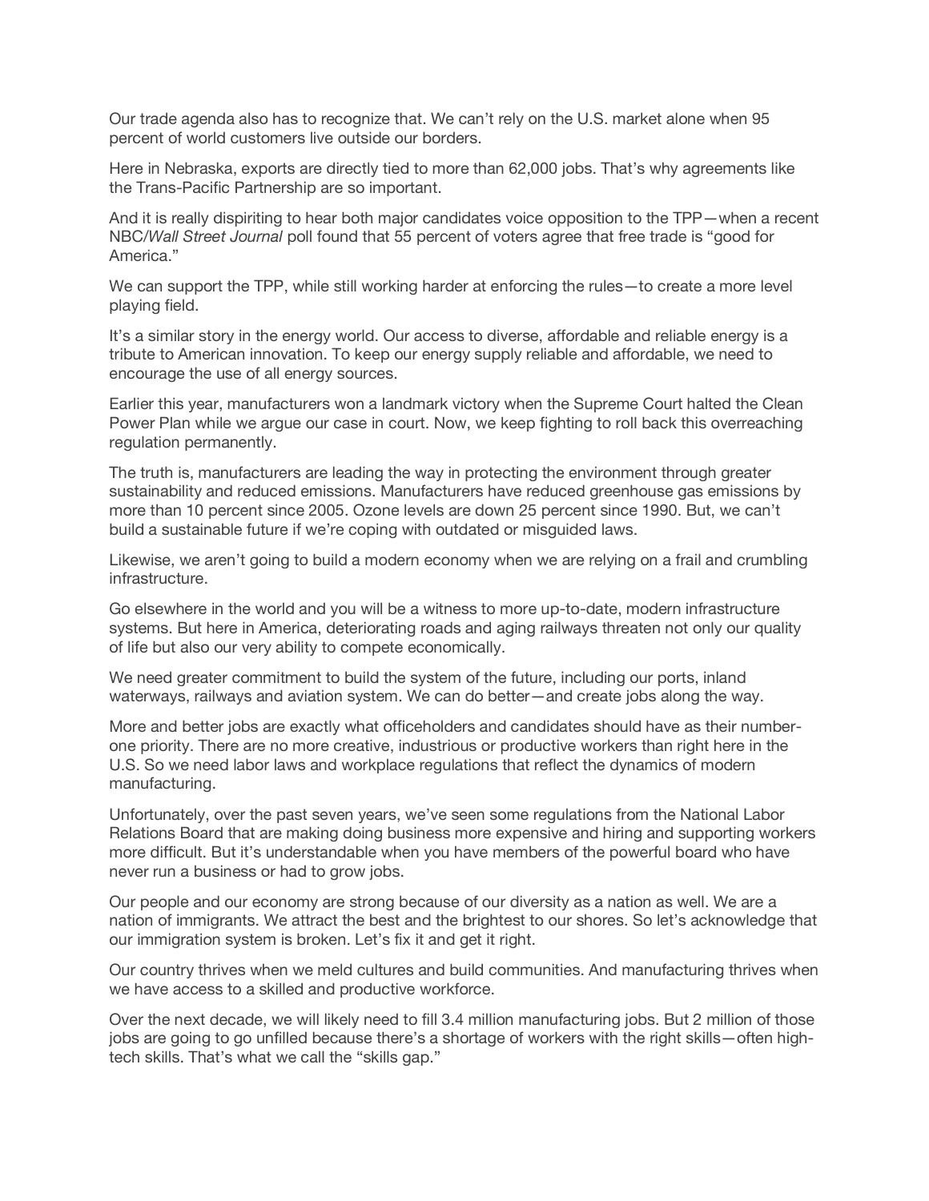Our trade agenda also has to recognize that. We can't rely on the U.S. market alone when 95 percent of world customers live outside our borders.

Here in Nebraska, exports are directly tied to more than 62,000 jobs. That's why agreements like the Trans-Pacific Partnership are so important.

And it is really dispiriting to hear both major candidates voice opposition to the TPP—when a recent NBC/*Wall Street Journal* poll found that 55 percent of voters agree that free trade is "good for America."

We can support the TPP, while still working harder at enforcing the rules—to create a more level playing field.

It's a similar story in the energy world. Our access to diverse, affordable and reliable energy is a tribute to American innovation. To keep our energy supply reliable and affordable, we need to encourage the use of all energy sources.

Earlier this year, manufacturers won a landmark victory when the Supreme Court halted the Clean Power Plan while we argue our case in court. Now, we keep fighting to roll back this overreaching regulation permanently.

The truth is, manufacturers are leading the way in protecting the environment through greater sustainability and reduced emissions. Manufacturers have reduced greenhouse gas emissions by more than 10 percent since 2005. Ozone levels are down 25 percent since 1990. But, we can't build a sustainable future if we're coping with outdated or misguided laws.

Likewise, we aren't going to build a modern economy when we are relying on a frail and crumbling infrastructure.

Go elsewhere in the world and you will be a witness to more up-to-date, modern infrastructure systems. But here in America, deteriorating roads and aging railways threaten not only our quality of life but also our very ability to compete economically.

We need greater commitment to build the system of the future, including our ports, inland waterways, railways and aviation system. We can do better—and create jobs along the way.

More and better jobs are exactly what officeholders and candidates should have as their number-one priority. There are no more creative, industrious or productive workers than right here in the U.S. So we need labor laws and workplace regulations that reflect the dynamics of modern manufacturing.

Unfortunately, over the past seven years, we've seen some regulations from the National Labor Relations Board that are making doing business more expensive and hiring and supporting workers more difficult. But it's understandable when you have members of the powerful board who have never run a business or had to grow jobs.

Our people and our economy are strong because of our diversity as a nation as well. We are a nation of immigrants. We attract the best and the brightest to our shores. So let's acknowledge that our immigration system is broken. Let's fix it and get it right.

Our country thrives when we meld cultures and build communities. And manufacturing thrives when we have access to a skilled and productive workforce.

Over the next decade, we will likely need to fill 3.4 million manufacturing jobs. But 2 million of those jobs are going to go unfilled because there's a shortage of workers with the right skills—often high-tech skills. That's what we call the "skills gap."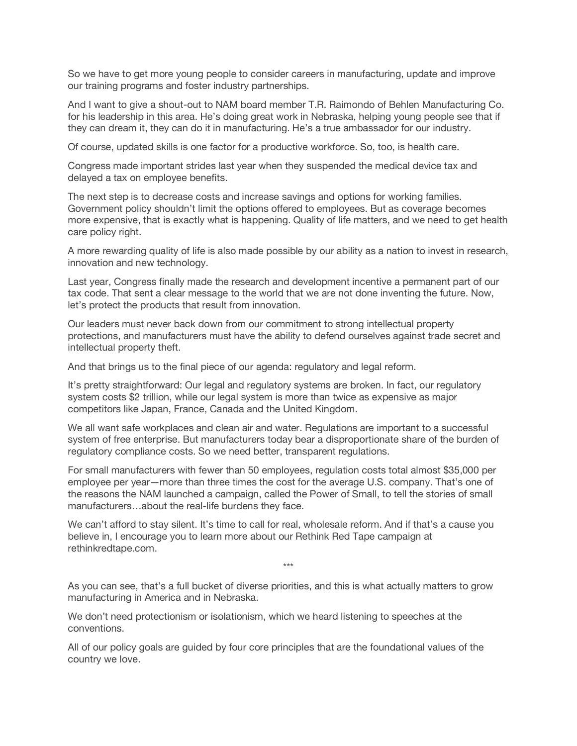So we have to get more young people to consider careers in manufacturing, update and improve our training programs and foster industry partnerships.

And I want to give a shout-out to NAM board member T.R. Raimondo of Behlen Manufacturing Co. for his leadership in this area. He's doing great work in Nebraska, helping young people see that if they can dream it, they can do it in manufacturing. He's a true ambassador for our industry.

Of course, updated skills is one factor for a productive workforce. So, too, is health care.

Congress made important strides last year when they suspended the medical device tax and delayed a tax on employee benefits.

The next step is to decrease costs and increase savings and options for working families. Government policy shouldn't limit the options offered to employees. But as coverage becomes more expensive, that is exactly what is happening. Quality of life matters, and we need to get health care policy right.

A more rewarding quality of life is also made possible by our ability as a nation to invest in research, innovation and new technology.

Last year, Congress finally made the research and development incentive a permanent part of our tax code. That sent a clear message to the world that we are not done inventing the future. Now, let's protect the products that result from innovation.

Our leaders must never back down from our commitment to strong intellectual property protections, and manufacturers must have the ability to defend ourselves against trade secret and intellectual property theft.

And that brings us to the final piece of our agenda: regulatory and legal reform.

It's pretty straightforward: Our legal and regulatory systems are broken. In fact, our regulatory system costs $2 trillion, while our legal system is more than twice as expensive as major competitors like Japan, France, Canada and the United Kingdom.

We all want safe workplaces and clean air and water. Regulations are important to a successful system of free enterprise. But manufacturers today bear a disproportionate share of the burden of regulatory compliance costs. So we need better, transparent regulations.

For small manufacturers with fewer than 50 employees, regulation costs total almost $35,000 per employee per year—more than three times the cost for the average U.S. company. That's one of the reasons the NAM launched a campaign, called the Power of Small, to tell the stories of small manufacturers…about the real-life burdens they face.

We can't afford to stay silent. It's time to call for real, wholesale reform. And if that's a cause you believe in, I encourage you to learn more about our Rethink Red Tape campaign at rethinkredtape.com.

***

As you can see, that's a full bucket of diverse priorities, and this is what actually matters to grow manufacturing in America and in Nebraska.

We don't need protectionism or isolationism, which we heard listening to speeches at the conventions.

All of our policy goals are guided by four core principles that are the foundational values of the country we love.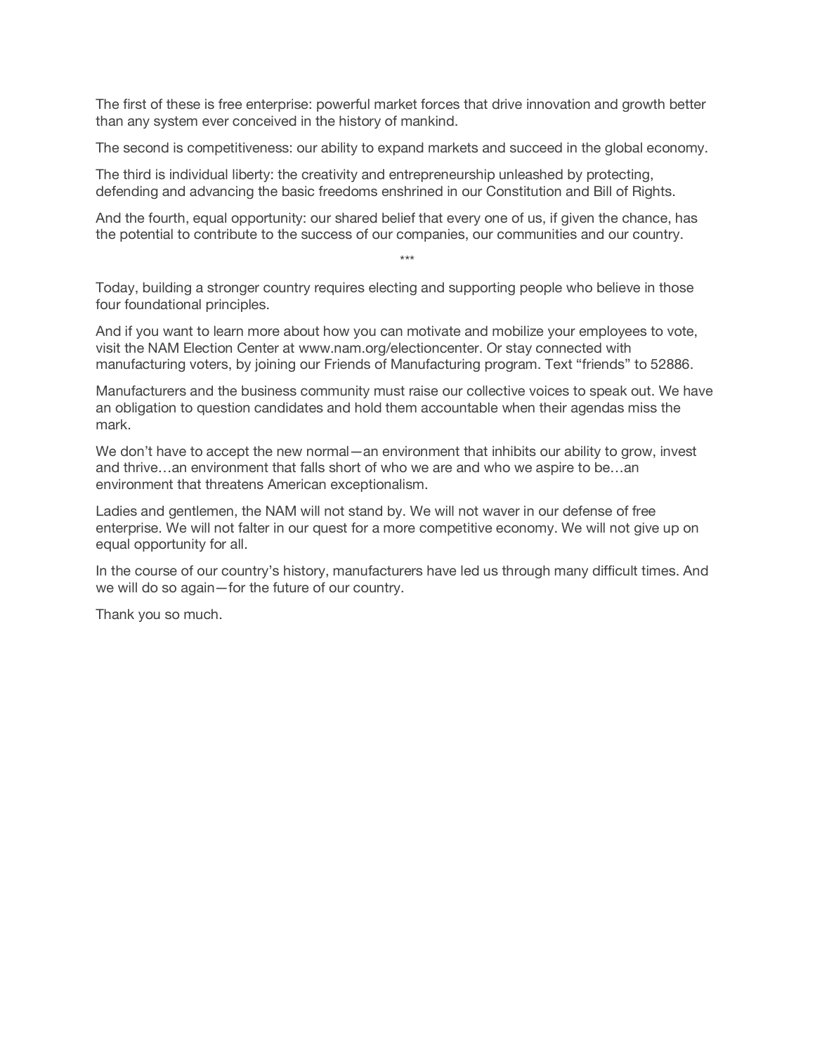The first of these is free enterprise: powerful market forces that drive innovation and growth better than any system ever conceived in the history of mankind.

The second is competitiveness: our ability to expand markets and succeed in the global economy.

The third is individual liberty: the creativity and entrepreneurship unleashed by protecting, defending and advancing the basic freedoms enshrined in our Constitution and Bill of Rights.

And the fourth, equal opportunity: our shared belief that every one of us, if given the chance, has the potential to contribute to the success of our companies, our communities and our country.

***

Today, building a stronger country requires electing and supporting people who believe in those four foundational principles.

And if you want to learn more about how you can motivate and mobilize your employees to vote, visit the NAM Election Center at www.nam.org/electioncenter. Or stay connected with manufacturing voters, by joining our Friends of Manufacturing program. Text “friends” to 52886.

Manufacturers and the business community must raise our collective voices to speak out. We have an obligation to question candidates and hold them accountable when their agendas miss the mark.

We don’t have to accept the new normal—an environment that inhibits our ability to grow, invest and thrive…an environment that falls short of who we are and who we aspire to be…an environment that threatens American exceptionalism.

Ladies and gentlemen, the NAM will not stand by. We will not waver in our defense of free enterprise. We will not falter in our quest for a more competitive economy. We will not give up on equal opportunity for all.

In the course of our country’s history, manufacturers have led us through many difficult times. And we will do so again—for the future of our country.

Thank you so much.